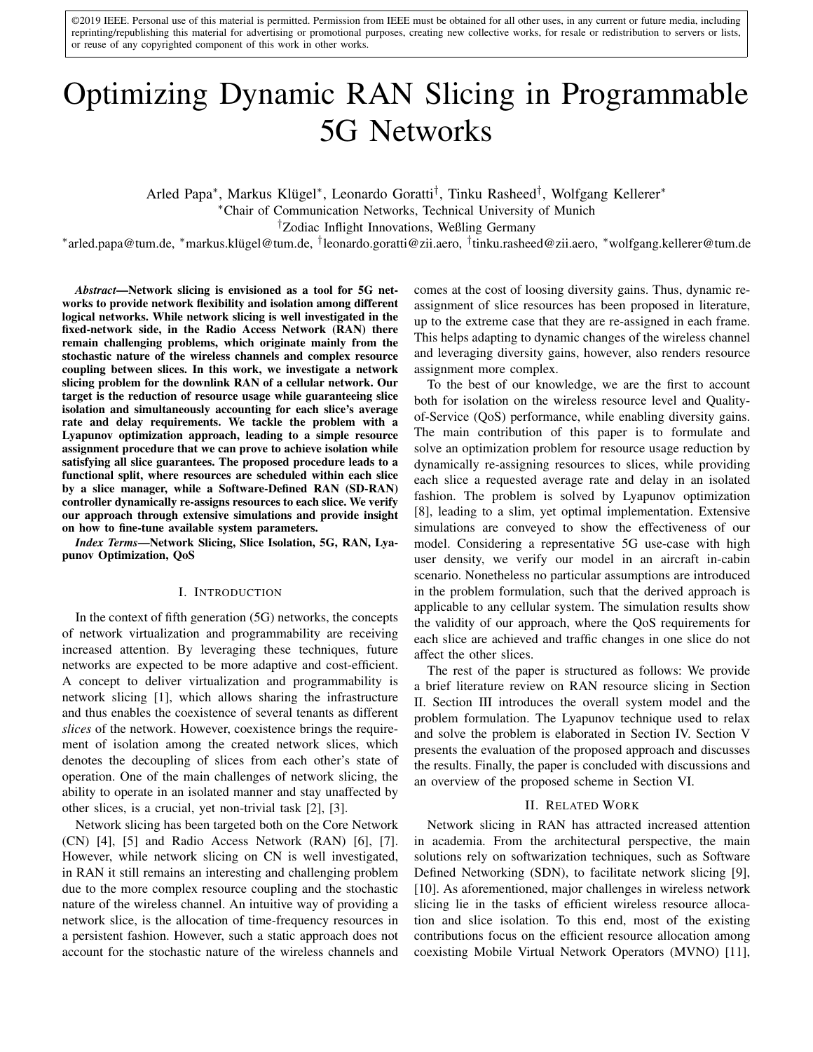©2019 IEEE. Personal use of this material is permitted. Permission from IEEE must be obtained for all other uses, in any current or future media, including reprinting/republishing this material for advertising or promotional purposes, creating new collective works, for resale or redistribution to servers or lists, or reuse of any copyrighted component of this work in other works.

# Optimizing Dynamic RAN Slicing in Programmable 5G Networks

Arled Papa*, Markus Klügel*, Leonardo Goratti†, Tinku Rasheed†, Wolfgang Kellerer*

*Chair of Communication Networks, Technical University of Munich

†Zodiac Inflight Innovations, Weßling Germany

*arled.papa@tum.de, *markus.klügel@tum.de, †leonardo.goratti@zii.aero, †tinku.rasheed@zii.aero, *wolfgang.kellerer@tum.de

***Abstract*—Network slicing is envisioned as a tool for 5G networks to provide network flexibility and isolation among different logical networks. While network slicing is well investigated in the fixed-network side, in the Radio Access Network (RAN) there remain challenging problems, which originate mainly from the stochastic nature of the wireless channels and complex resource coupling between slices. In this work, we investigate a network slicing problem for the downlink RAN of a cellular network. Our target is the reduction of resource usage while guaranteeing slice isolation and simultaneously accounting for each slice's average rate and delay requirements. We tackle the problem with a Lyapunov optimization approach, leading to a simple resource assignment procedure that we can prove to achieve isolation while satisfying all slice guarantees. The proposed procedure leads to a functional split, where resources are scheduled within each slice by a slice manager, while a Software-Defined RAN (SD-RAN) controller dynamically re-assigns resources to each slice. We verify our approach through extensive simulations and provide insight on how to fine-tune available system parameters.**

***Index Terms*—Network Slicing, Slice Isolation, 5G, RAN, Lyapunov Optimization, QoS**

## I. Introduction

In the context of fifth generation (5G) networks, the concepts of network virtualization and programmability are receiving increased attention. By leveraging these techniques, future networks are expected to be more adaptive and cost-efficient. A concept to deliver virtualization and programmability is network slicing [1], which allows sharing the infrastructure and thus enables the coexistence of several tenants as different *slices* of the network. However, coexistence brings the requirement of isolation among the created network slices, which denotes the decoupling of slices from each other's state of operation. One of the main challenges of network slicing, the ability to operate in an isolated manner and stay unaffected by other slices, is a crucial, yet non-trivial task [2], [3].

Network slicing has been targeted both on the Core Network (CN) [4], [5] and Radio Access Network (RAN) [6], [7]. However, while network slicing on CN is well investigated, in RAN it still remains an interesting and challenging problem due to the more complex resource coupling and the stochastic nature of the wireless channel. An intuitive way of providing a network slice, is the allocation of time-frequency resources in a persistent fashion. However, such a static approach does not account for the stochastic nature of the wireless channels and comes at the cost of loosing diversity gains. Thus, dynamic re-assignment of slice resources has been proposed in literature, up to the extreme case that they are re-assigned in each frame. This helps adapting to dynamic changes of the wireless channel and leveraging diversity gains, however, also renders resource assignment more complex.

To the best of our knowledge, we are the first to account both for isolation on the wireless resource level and Quality-of-Service (QoS) performance, while enabling diversity gains. The main contribution of this paper is to formulate and solve an optimization problem for resource usage reduction by dynamically re-assigning resources to slices, while providing each slice a requested average rate and delay in an isolated fashion. The problem is solved by Lyapunov optimization [8], leading to a slim, yet optimal implementation. Extensive simulations are conveyed to show the effectiveness of our model. Considering a representative 5G use-case with high user density, we verify our model in an aircraft in-cabin scenario. Nonetheless no particular assumptions are introduced in the problem formulation, such that the derived approach is applicable to any cellular system. The simulation results show the validity of our approach, where the QoS requirements for each slice are achieved and traffic changes in one slice do not affect the other slices.

The rest of the paper is structured as follows: We provide a brief literature review on RAN resource slicing in Section II. Section III introduces the overall system model and the problem formulation. The Lyapunov technique used to relax and solve the problem is elaborated in Section IV. Section V presents the evaluation of the proposed approach and discusses the results. Finally, the paper is concluded with discussions and an overview of the proposed scheme in Section VI.

## II. Related Work

Network slicing in RAN has attracted increased attention in academia. From the architectural perspective, the main solutions rely on softwarization techniques, such as Software Defined Networking (SDN), to facilitate network slicing [9], [10]. As aforementioned, major challenges in wireless network slicing lie in the tasks of efficient wireless resource allocation and slice isolation. To this end, most of the existing contributions focus on the efficient resource allocation among coexisting Mobile Virtual Network Operators (MVNO) [11],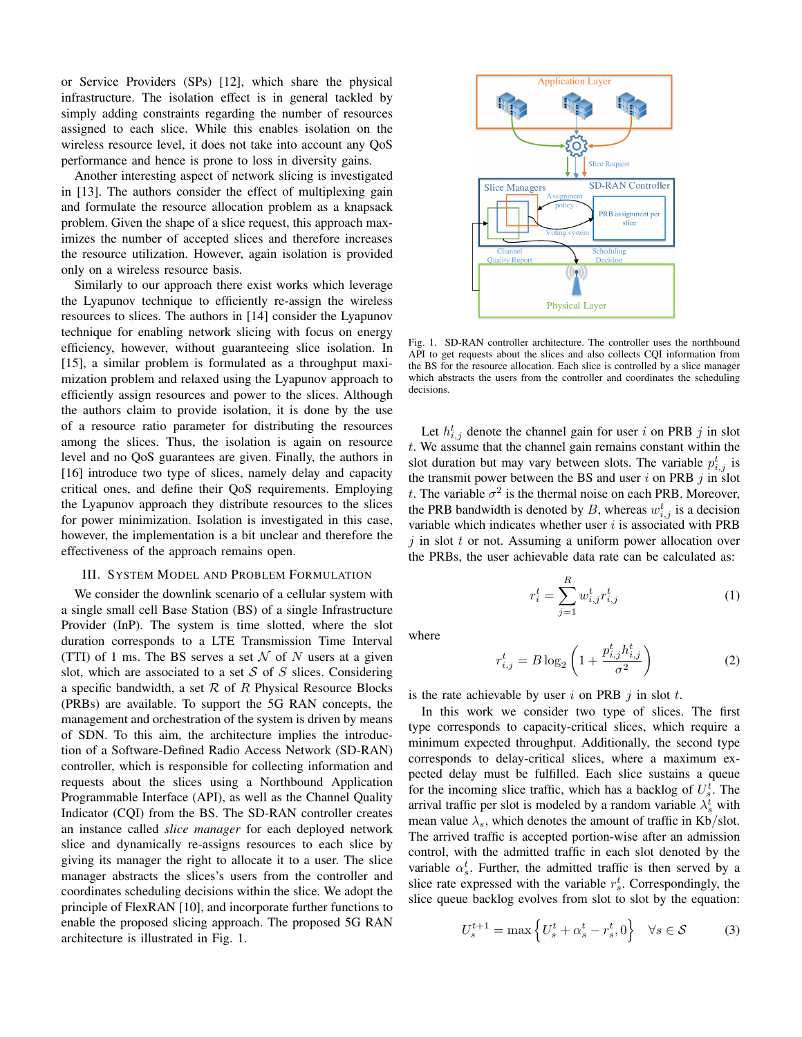or Service Providers (SPs) [12], which share the physical infrastructure. The isolation effect is in general tackled by simply adding constraints regarding the number of resources assigned to each slice. While this enables isolation on the wireless resource level, it does not take into account any QoS performance and hence is prone to loss in diversity gains.

Another interesting aspect of network slicing is investigated in [13]. The authors consider the effect of multiplexing gain and formulate the resource allocation problem as a knapsack problem. Given the shape of a slice request, this approach maximizes the number of accepted slices and therefore increases the resource utilization. However, again isolation is provided only on a wireless resource basis.

Similarly to our approach there exist works which leverage the Lyapunov technique to efficiently re-assign the wireless resources to slices. The authors in [14] consider the Lyapunov technique for enabling network slicing with focus on energy efficiency, however, without guaranteeing slice isolation. In [15], a similar problem is formulated as a throughput maximization problem and relaxed using the Lyapunov approach to efficiently assign resources and power to the slices. Although the authors claim to provide isolation, it is done by the use of a resource ratio parameter for distributing the resources among the slices. Thus, the isolation is again on resource level and no QoS guarantees are given. Finally, the authors in [16] introduce two type of slices, namely delay and capacity critical ones, and define their QoS requirements. Employing the Lyapunov approach they distribute resources to the slices for power minimization. Isolation is investigated in this case, however, the implementation is a bit unclear and therefore the effectiveness of the approach remains open.

## III. System Model and Problem Formulation

We consider the downlink scenario of a cellular system with a single small cell Base Station (BS) of a single Infrastructure Provider (InP). The system is time slotted, where the slot duration corresponds to a LTE Transmission Time Interval (TTI) of 1 ms. The BS serves a set $\mathcal{N}$ of $N$ users at a given slot, which are associated to a set $\mathcal{S}$ of $S$ slices. Considering a specific bandwidth, a set $\mathcal{R}$ of $R$ Physical Resource Blocks (PRBs) are available. To support the 5G RAN concepts, the management and orchestration of the system is driven by means of SDN. To this aim, the architecture implies the introduction of a Software-Defined Radio Access Network (SD-RAN) controller, which is responsible for collecting information and requests about the slices using a Northbound Application Programmable Interface (API), as well as the Channel Quality Indicator (CQI) from the BS. The SD-RAN controller creates an instance called *slice manager* for each deployed network slice and dynamically re-assigns resources to each slice by giving its manager the right to allocate it to a user. The slice manager abstracts the slices's users from the controller and coordinates scheduling decisions within the slice. We adopt the principle of FlexRAN [10], and incorporate further functions to enable the proposed slicing approach. The proposed 5G RAN architecture is illustrated in Fig. 1.

Fig. 1. SD-RAN controller architecture. The controller uses the northbound API to get requests about the slices and also collects CQI information from the BS for the resource allocation. Each slice is controlled by a slice manager which abstracts the users from the controller and coordinates the scheduling decisions.

Let $h_{i,j}^t$ denote the channel gain for user $i$ on PRB $j$ in slot $t$. We assume that the channel gain remains constant within the slot duration but may vary between slots. The variable $p_{i,j}^t$ is the transmit power between the BS and user $i$ on PRB $j$ in slot $t$. The variable $\sigma^2$ is the thermal noise on each PRB. Moreover, the PRB bandwidth is denoted by $B$, whereas $w_{i,j}^t$ is a decision variable which indicates whether user $i$ is associated with PRB $j$ in slot $t$ or not. Assuming a uniform power allocation over the PRBs, the user achievable data rate can be calculated as:

$$r_i^t = \sum_{j=1}^{R} w_{i,j}^t r_{i,j}^t \tag{1}$$

where

$$r_{i,j}^t = B \log_2 \left( 1 + \frac{p_{i,j}^t h_{i,j}^t}{\sigma^2} \right) \tag{2}$$

is the rate achievable by user $i$ on PRB $j$ in slot $t$.

In this work we consider two type of slices. The first type corresponds to capacity-critical slices, which require a minimum expected throughput. Additionally, the second type corresponds to delay-critical slices, where a maximum expected delay must be fulfilled. Each slice sustains a queue for the incoming slice traffic, which has a backlog of $U_s^t$. The arrival traffic per slot is modeled by a random variable $\lambda_s^t$ with mean value $\lambda_s$, which denotes the amount of traffic in Kb/slot. The arrived traffic is accepted portion-wise after an admission control, with the admitted traffic in each slot denoted by the variable $\alpha_s^t$. Further, the admitted traffic is then served by a slice rate expressed with the variable $r_s^t$. Correspondingly, the slice queue backlog evolves from slot to slot by the equation:

$$U_s^{t+1} = \max\left\{ U_s^t + \alpha_s^t - r_s^t, 0 \right\} \quad \forall s \in \mathcal{S} \tag{3}$$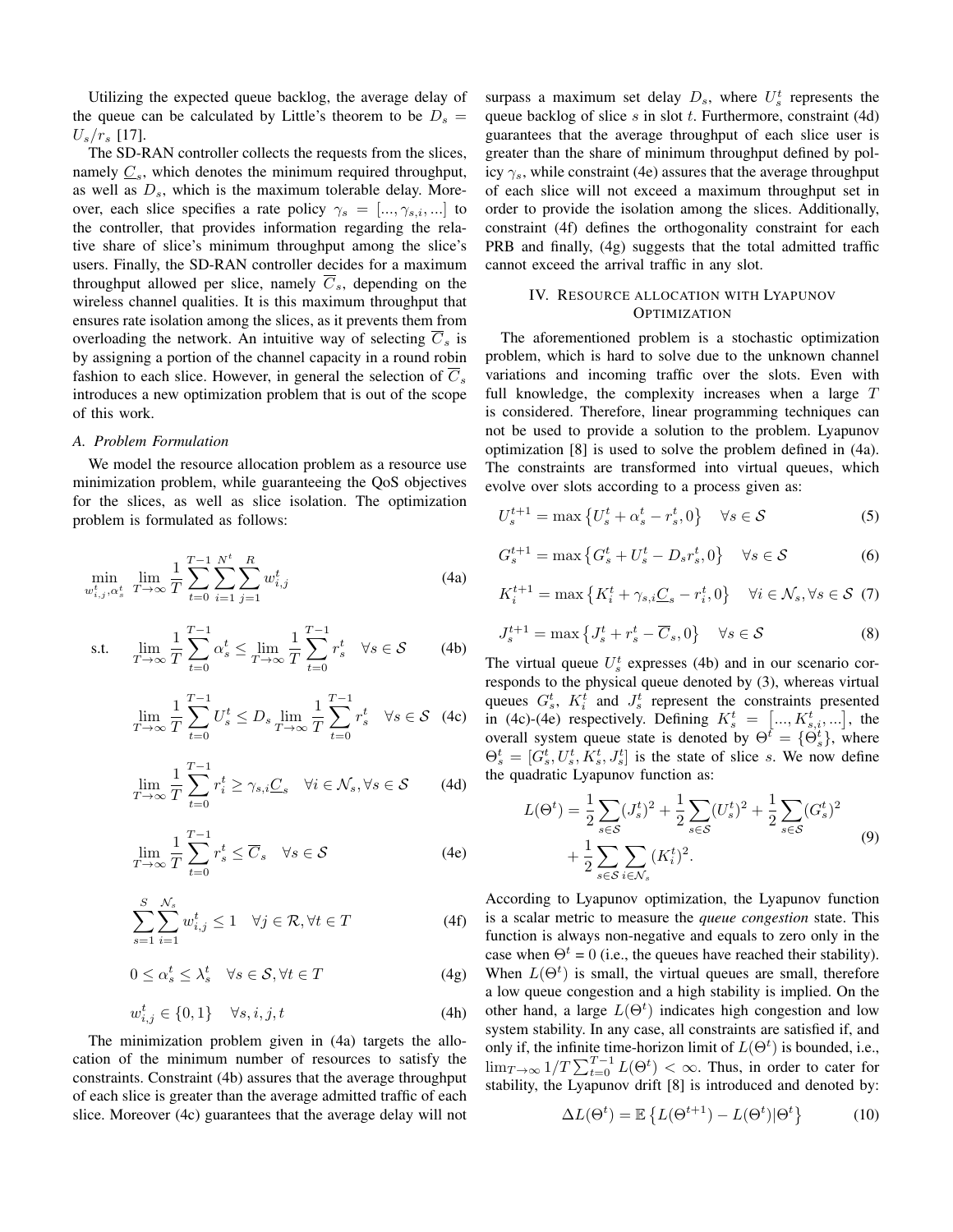Utilizing the expected queue backlog, the average delay of the queue can be calculated by Little's theorem to be $D_s = U_s/r_s$ [17].

The SD-RAN controller collects the requests from the slices, namely $\underline{C}_s$, which denotes the minimum required throughput, as well as $D_s$, which is the maximum tolerable delay. Moreover, each slice specifies a rate policy $\gamma_s = [..., \gamma_{s,i}, ...]$ to the controller, that provides information regarding the relative share of slice's minimum throughput among the slice's users. Finally, the SD-RAN controller decides for a maximum throughput allowed per slice, namely $\overline{C}_s$, depending on the wireless channel qualities. It is this maximum throughput that ensures rate isolation among the slices, as it prevents them from overloading the network. An intuitive way of selecting $\overline{C}_s$ is by assigning a portion of the channel capacity in a round robin fashion to each slice. However, in general the selection of $\overline{C}_s$ introduces a new optimization problem that is out of the scope of this work.

### A. Problem Formulation

We model the resource allocation problem as a resource use minimization problem, while guaranteeing the QoS objectives for the slices, as well as slice isolation. The optimization problem is formulated as follows:

$$\min_{w_{i,j}^t, \alpha_s^t} \lim_{T\to\infty} \frac{1}{T} \sum_{t=0}^{T-1} \sum_{i=1}^{N^t} \sum_{j=1}^{R} w_{i,j}^t \tag{4a}$$

$$\text{s.t.} \quad \lim_{T\to\infty} \frac{1}{T} \sum_{t=0}^{T-1} \alpha_s^t \leq \lim_{T\to\infty} \frac{1}{T} \sum_{t=0}^{T-1} r_s^t \quad \forall s \in \mathcal{S} \tag{4b}$$

$$\lim_{T\to\infty} \frac{1}{T} \sum_{t=0}^{T-1} U_s^t \leq D_s \lim_{T\to\infty} \frac{1}{T} \sum_{t=0}^{T-1} r_s^t \quad \forall s \in \mathcal{S} \tag{4c}$$

$$\lim_{T\to\infty} \frac{1}{T} \sum_{t=0}^{T-1} r_i^t \geq \gamma_{s,i} \underline{C}_s \quad \forall i \in \mathcal{N}_s, \forall s \in \mathcal{S} \tag{4d}$$

$$\lim_{T\to\infty} \frac{1}{T} \sum_{t=0}^{T-1} r_s^t \leq \overline{C}_s \quad \forall s \in \mathcal{S} \tag{4e}$$

$$\sum_{s=1}^{S} \sum_{i=1}^{\mathcal{N}_s} w_{i,j}^t \leq 1 \quad \forall j \in \mathcal{R}, \forall t \in T \tag{4f}$$

$$0 \leq \alpha_s^t \leq \lambda_s^t \quad \forall s \in \mathcal{S}, \forall t \in T \tag{4g}$$

$$w_{i,j}^t \in \{0,1\} \quad \forall s, i, j, t \tag{4h}$$

The minimization problem given in (4a) targets the allocation of the minimum number of resources to satisfy the constraints. Constraint (4b) assures that the average throughput of each slice is greater than the average admitted traffic of each slice. Moreover (4c) guarantees that the average delay will not surpass a maximum set delay $D_s$, where $U_s^t$ represents the queue backlog of slice $s$ in slot $t$. Furthermore, constraint (4d) guarantees that the average throughput of each slice user is greater than the share of minimum throughput defined by policy $\gamma_s$, while constraint (4e) assures that the average throughput of each slice will not exceed a maximum throughput set in order to provide the isolation among the slices. Additionally, constraint (4f) defines the orthogonality constraint for each PRB and finally, (4g) suggests that the total admitted traffic cannot exceed the arrival traffic in any slot.

## IV. Resource allocation with Lyapunov Optimization

The aforementioned problem is a stochastic optimization problem, which is hard to solve due to the unknown channel variations and incoming traffic over the slots. Even with full knowledge, the complexity increases when a large $T$ is considered. Therefore, linear programming techniques can not be used to provide a solution to the problem. Lyapunov optimization [8] is used to solve the problem defined in (4a). The constraints are transformed into virtual queues, which evolve over slots according to a process given as:

$$U_s^{t+1} = \max\left\{U_s^t + \alpha_s^t - r_s^t, 0\right\} \quad \forall s \in \mathcal{S} \tag{5}$$

$$G_s^{t+1} = \max\left\{G_s^t + U_s^t - D_s r_s^t, 0\right\} \quad \forall s \in \mathcal{S} \tag{6}$$

$$K_i^{t+1} = \max\left\{K_i^t + \gamma_{s,i} \underline{C}_s - r_i^t, 0\right\} \quad \forall i \in \mathcal{N}_s, \forall s \in \mathcal{S} \tag{7}$$

$$J_s^{t+1} = \max\left\{J_s^t + r_s^t - \overline{C}_s, 0\right\} \quad \forall s \in \mathcal{S} \tag{8}$$

The virtual queue $U_s^t$ expresses (4b) and in our scenario corresponds to the physical queue denoted by (3), whereas virtual queues $G_s^t$, $K_i^t$ and $J_s^t$ represent the constraints presented in (4c)-(4e) respectively. Defining $K_s^t = \left[..., K_{s,i}^t, ...\right]$, the overall system queue state is denoted by $\Theta^t = \{\Theta_s^t\}$, where $\Theta_s^t = [G_s^t, U_s^t, K_s^t, J_s^t]$ is the state of slice $s$. We now define the quadratic Lyapunov function as:

$$L(\Theta^t) = \frac{1}{2}\sum_{s\in\mathcal{S}} (J_s^t)^2 + \frac{1}{2}\sum_{s\in\mathcal{S}} (U_s^t)^2 + \frac{1}{2}\sum_{s\in\mathcal{S}} (G_s^t)^2 + \frac{1}{2}\sum_{s\in\mathcal{S}} \sum_{i\in\mathcal{N}_s} (K_i^t)^2. \tag{9}$$

According to Lyapunov optimization, the Lyapunov function is a scalar metric to measure the *queue congestion* state. This function is always non-negative and equals to zero only in the case when $\Theta^t = 0$ (i.e., the queues have reached their stability). When $L(\Theta^t)$ is small, the virtual queues are small, therefore a low queue congestion and a high stability is implied. On the other hand, a large $L(\Theta^t)$ indicates high congestion and low system stability. In any case, all constraints are satisfied if, and only if, the infinite time-horizon limit of $L(\Theta^t)$ is bounded, i.e., $\lim_{T\to\infty} 1/T \sum_{t=0}^{T-1} L(\Theta^t) < \infty$. Thus, in order to cater for stability, the Lyapunov drift [8] is introduced and denoted by:

$$\Delta L(\Theta^t) = \mathbb{E}\left\{L(\Theta^{t+1}) - L(\Theta^t) | \Theta^t\right\} \tag{10}$$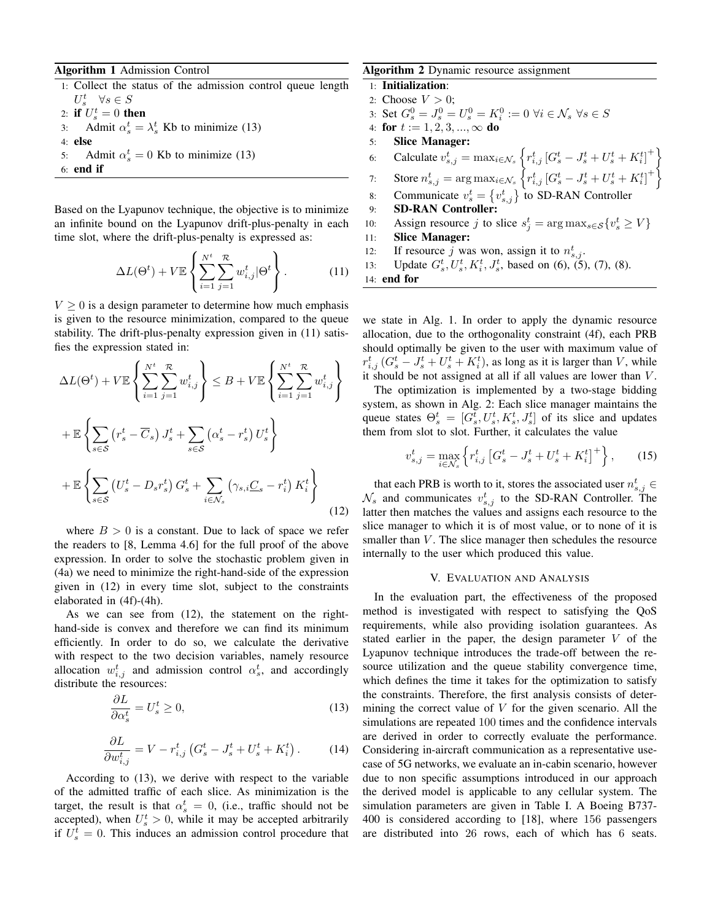**Algorithm 1** Admission Control

```
1: Collect the status of the admission control queue length U_s^t  ∀s ∈ S
2: if U_s^t = 0 then
3:     Admit α_s^t = λ_s^t Kb to minimize (13)
4: else
5:     Admit α_s^t = 0 Kb to minimize (13)
6: end if
```

Based on the Lyapunov technique, the objective is to minimize an infinite bound on the Lyapunov drift-plus-penalty in each time slot, where the drift-plus-penalty is expressed as:

$$\Delta L(\Theta^t) + V\mathbb{E}\left\{\sum_{i=1}^{N^t}\sum_{j=1}^{\mathcal{R}} w_{i,j}^t|\Theta^t\right\}. \tag{11}$$

$V \geq 0$ is a design parameter to determine how much emphasis is given to the resource minimization, compared to the queue stability. The drift-plus-penalty expression given in (11) satisfies the expression stated in:

$$\Delta L(\Theta^t) + V\mathbb{E}\left\{\sum_{i=1}^{N^t}\sum_{j=1}^{\mathcal{R}} w_{i,j}^t\right\} \leq B + V\mathbb{E}\left\{\sum_{i=1}^{N^t}\sum_{j=1}^{\mathcal{R}} w_{i,j}^t\right\}$$
$$+ \mathbb{E}\left\{\sum_{s\in\mathcal{S}}\left(r_s^t - \overline{C}_s\right)J_s^t + \sum_{s\in\mathcal{S}}\left(\alpha_s^t - r_s^t\right)U_s^t\right\}$$
$$+ \mathbb{E}\left\{\sum_{s\in\mathcal{S}}\left(U_s^t - D_s r_s^t\right)G_s^t + \sum_{i\in\mathcal{N}_s}\left(\gamma_{s,i}\underline{C}_s - r_i^t\right)K_i^t\right\} \tag{12}$$

where $B > 0$ is a constant. Due to lack of space we refer the readers to [8, Lemma 4.6] for the full proof of the above expression. In order to solve the stochastic problem given in (4a) we need to minimize the right-hand-side of the expression given in (12) in every time slot, subject to the constraints elaborated in (4f)-(4h).

As we can see from (12), the statement on the right-hand-side is convex and therefore we can find its minimum efficiently. In order to do so, we calculate the derivative with respect to the two decision variables, namely resource allocation $w_{i,j}^t$ and admission control $\alpha_s^t$, and accordingly distribute the resources:

$$\frac{\partial L}{\partial \alpha_s^t} = U_s^t \geq 0, \tag{13}$$

$$\frac{\partial L}{\partial w_{i,j}^t} = V - r_{i,j}^t\left(G_s^t - J_s^t + U_s^t + K_i^t\right). \tag{14}$$

According to (13), we derive with respect to the variable of the admitted traffic of each slice. As minimization is the target, the result is that $\alpha_s^t = 0$, (i.e., traffic should not be accepted), when $U_s^t > 0$, while it may be accepted arbitrarily if $U_s^t = 0$. This induces an admission control procedure that we state in Alg. 1. In order to apply the dynamic resource allocation, due to the orthogonality constraint (4f), each PRB should optimally be given to the user with maximum value of $r_{i,j}^t\left(G_s^t - J_s^t + U_s^t + K_i^t\right)$, as long as it is larger than $V$, while it should be not assigned at all if all values are lower than $V$.

**Algorithm 2** Dynamic resource assignment

```
1: Initialization:
2: Choose V > 0;
3: Set G_s^0 = J_s^0 = U_s^0 = K_i^0 := 0 ∀i ∈ N_s ∀s ∈ S
4: for t := 1, 2, 3, ..., ∞ do
5:     Slice Manager:
6:     Calculate v_{s,j}^t = max_{i∈N_s} { r_{i,j}^t [G_s^t − J_s^t + U_s^t + K_i^t]^+ }
7:     Store n_{s,j}^t = argmax_{i∈N_s} { r_{i,j}^t [G_s^t − J_s^t + U_s^t + K_i^t]^+ }
8:     Communicate v_s^t = {v_{s,j}^t} to SD-RAN Controller
9:     SD-RAN Controller:
10:    Assign resource j to slice s_j^t = argmax_{s∈S} {v_s^t ≥ V}
11:    Slice Manager:
12:    If resource j was won, assign it to n_{s,j}^t.
13:    Update G_s^t, U_s^t, K_i^t, J_s^t, based on (6), (5), (7), (8).
14: end for
```

The optimization is implemented by a two-stage bidding system, as shown in Alg. 2: Each slice manager maintains the queue states $\Theta_s^t = [G_s^t, U_s^t, K_s^t, J_s^t]$ of its slice and updates them from slot to slot. Further, it calculates the value

$$v_{s,j}^t = \max_{i\in\mathcal{N}_s}\left\{r_{i,j}^t\left[G_s^t - J_s^t + U_s^t + K_i^t\right]^+\right\}, \tag{15}$$

that each PRB is worth to it, stores the associated user $n_{s,j}^t \in \mathcal{N}_s$ and communicates $v_{s,j}^t$ to the SD-RAN Controller. The latter then matches the values and assigns each resource to the slice manager to which it is of most value, or to none of it is smaller than $V$. The slice manager then schedules the resource internally to the user which produced this value.

## V. Evaluation and Analysis

In the evaluation part, the effectiveness of the proposed method is investigated with respect to satisfying the QoS requirements, while also providing isolation guarantees. As stated earlier in the paper, the design parameter $V$ of the Lyapunov technique introduces the trade-off between the resource utilization and the queue stability convergence time, which defines the time it takes for the optimization to satisfy the constraints. Therefore, the first analysis consists of determining the correct value of $V$ for the given scenario. All the simulations are repeated 100 times and the confidence intervals are derived in order to correctly evaluate the performance. Considering in-aircraft communication as a representative use-case of 5G networks, we evaluate an in-cabin scenario, however due to non specific assumptions introduced in our approach the derived model is applicable to any cellular system. The simulation parameters are given in Table I. A Boeing B737-400 is considered according to [18], where 156 passengers are distributed into 26 rows, each of which has 6 seats.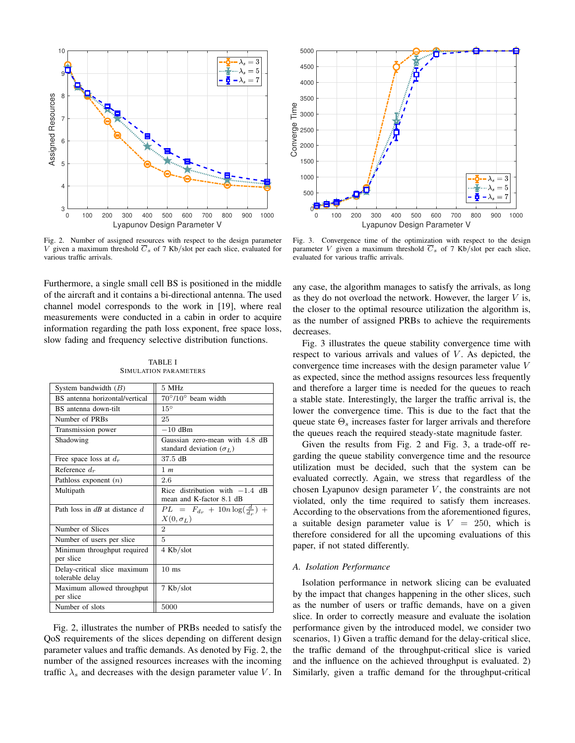Fig. 2. Number of assigned resources with respect to the design parameter $V$ given a maximum threshold $\overline{C}_s$ of 7 Kb/slot per each slice, evaluated for various traffic arrivals.

Fig. 3. Convergence time of the optimization with respect to the design parameter $V$ given a maximum threshold $\overline{C}_s$ of 7 Kb/slot per each slice, evaluated for various traffic arrivals.

Furthermore, a single small cell BS is positioned in the middle of the aircraft and it contains a bi-directional antenna. The used channel model corresponds to the work in [19], where real measurements were conducted in a cabin in order to acquire information regarding the path loss exponent, free space loss, slow fading and frequency selective distribution functions.

TABLE I
SIMULATION PARAMETERS

| Parameter | Value |
|---|---|
| System bandwidth $(B)$ | 5 MHz |
| BS antenna horizontal/vertical | $70°/10°$ beam width |
| BS antenna down-tilt | $15°$ |
| Number of PRBs | 25 |
| Transmission power | $-10$ dBm |
| Shadowing | Gaussian zero-mean with 4.8 dB standard deviation $(\sigma_L)$ |
| Free space loss at $d_r$ | 37.5 dB |
| Reference $d_r$ | 1 $m$ |
| Pathloss exponent $(n)$ | 2.6 |
| Multipath | Rice distribution with $-1.4$ dB mean and K-factor 8.1 dB |
| Path loss in *dB* at distance $d$ | $PL = F_{d_r} + 10n\log(\frac{d}{d_r}) + X(0, \sigma_L)$ |
| Number of Slices | 2 |
| Number of users per slice | 5 |
| Minimum throughput required per slice | 4 Kb/slot |
| Delay-critical slice maximum tolerable delay | 10 ms |
| Maximum allowed throughput per slice | 7 Kb/slot |
| Number of slots | 5000 |

Fig. 2, illustrates the number of PRBs needed to satisfy the QoS requirements of the slices depending on different design parameter values and traffic demands. As denoted by Fig. 2, the number of the assigned resources increases with the incoming traffic $\lambda_s$ and decreases with the design parameter value $V$. In any case, the algorithm manages to satisfy the arrivals, as long as they do not overload the network. However, the larger $V$ is, the closer to the optimal resource utilization the algorithm is, as the number of assigned PRBs to achieve the requirements decreases.

Fig. 3 illustrates the queue stability convergence time with respect to various arrivals and values of $V$. As depicted, the convergence time increases with the design parameter value $V$ as expected, since the method assigns resources less frequently and therefore a larger time is needed for the queues to reach a stable state. Interestingly, the larger the traffic arrival is, the lower the convergence time. This is due to the fact that the queue state $\Theta_s$ increases faster for larger arrivals and therefore the queues reach the required steady-state magnitude faster.

Given the results from Fig. 2 and Fig. 3, a trade-off regarding the queue stability convergence time and the resource utilization must be decided, such that the system can be evaluated correctly. Again, we stress that regardless of the chosen Lyapunov design parameter $V$, the constraints are not violated, only the time required to satisfy them increases. According to the observations from the aforementioned figures, a suitable design parameter value is $V = 250$, which is therefore considered for all the upcoming evaluations of this paper, if not stated differently.

### *A. Isolation Performance*

Isolation performance in network slicing can be evaluated by the impact that changes happening in the other slices, such as the number of users or traffic demands, have on a given slice. In order to correctly measure and evaluate the isolation performance given by the introduced model, we consider two scenarios, 1) Given a traffic demand for the delay-critical slice, the traffic demand of the throughput-critical slice is varied and the influence on the achieved throughput is evaluated. 2) Similarly, given a traffic demand for the throughput-critical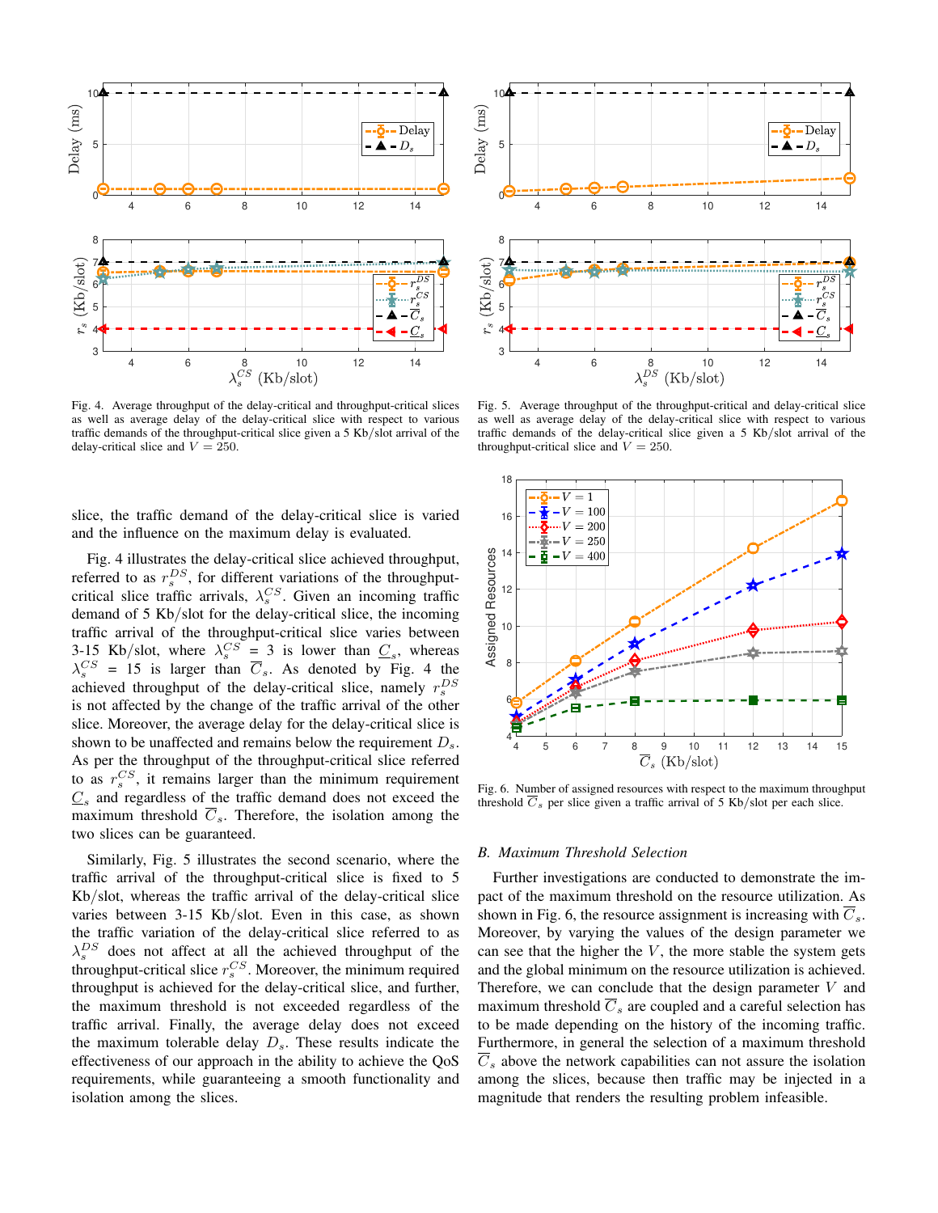Fig. 4. Average throughput of the delay-critical and throughput-critical slices as well as average delay of the delay-critical slice with respect to various traffic demands of the throughput-critical slice given a 5 Kb/slot arrival of the delay-critical slice and $V = 250$.

Fig. 5. Average throughput of the throughput-critical and delay-critical slice as well as average delay of the delay-critical slice with respect to various traffic demands of the delay-critical slice given a 5 Kb/slot arrival of the throughput-critical slice and $V = 250$.

slice, the traffic demand of the delay-critical slice is varied and the influence on the maximum delay is evaluated.

Fig. 4 illustrates the delay-critical slice achieved throughput, referred to as $r_s^{DS}$, for different variations of the throughput-critical slice traffic arrivals, $\lambda_s^{CS}$. Given an incoming traffic demand of 5 Kb/slot for the delay-critical slice, the incoming traffic arrival of the throughput-critical slice varies between 3-15 Kb/slot, where $\lambda_s^{CS} = 3$ is lower than $\underline{C}_s$, whereas $\lambda_s^{CS} = 15$ is larger than $\overline{C}_s$. As denoted by Fig. 4 the achieved throughput of the delay-critical slice, namely $r_s^{DS}$ is not affected by the change of the traffic arrival of the other slice. Moreover, the average delay for the delay-critical slice is shown to be unaffected and remains below the requirement $D_s$. As per the throughput of the throughput-critical slice referred to as $r_s^{CS}$, it remains larger than the minimum requirement $\underline{C}_s$ and regardless of the traffic demand does not exceed the maximum threshold $\overline{C}_s$. Therefore, the isolation among the two slices can be guaranteed.

Similarly, Fig. 5 illustrates the second scenario, where the traffic arrival of the throughput-critical slice is fixed to 5 Kb/slot, whereas the traffic arrival of the delay-critical slice varies between 3-15 Kb/slot. Even in this case, as shown the traffic variation of the delay-critical slice referred to as $\lambda_s^{DS}$ does not affect at all the achieved throughput of the throughput-critical slice $r_s^{CS}$. Moreover, the minimum required throughput is achieved for the delay-critical slice, and further, the maximum threshold is not exceeded regardless of the traffic arrival. Finally, the average delay does not exceed the maximum tolerable delay $D_s$. These results indicate the effectiveness of our approach in the ability to achieve the QoS requirements, while guaranteeing a smooth functionality and isolation among the slices.

Fig. 6. Number of assigned resources with respect to the maximum throughput threshold $\overline{C}_s$ per slice given a traffic arrival of 5 Kb/slot per each slice.

### B. Maximum Threshold Selection

Further investigations are conducted to demonstrate the impact of the maximum threshold on the resource utilization. As shown in Fig. 6, the resource assignment is increasing with $\overline{C}_s$. Moreover, by varying the values of the design parameter we can see that the higher the $V$, the more stable the system gets and the global minimum on the resource utilization is achieved. Therefore, we can conclude that the design parameter $V$ and maximum threshold $\overline{C}_s$ are coupled and a careful selection has to be made depending on the history of the incoming traffic. Furthermore, in general the selection of a maximum threshold $\overline{C}_s$ above the network capabilities can not assure the isolation among the slices, because then traffic may be injected in a magnitude that renders the resulting problem infeasible.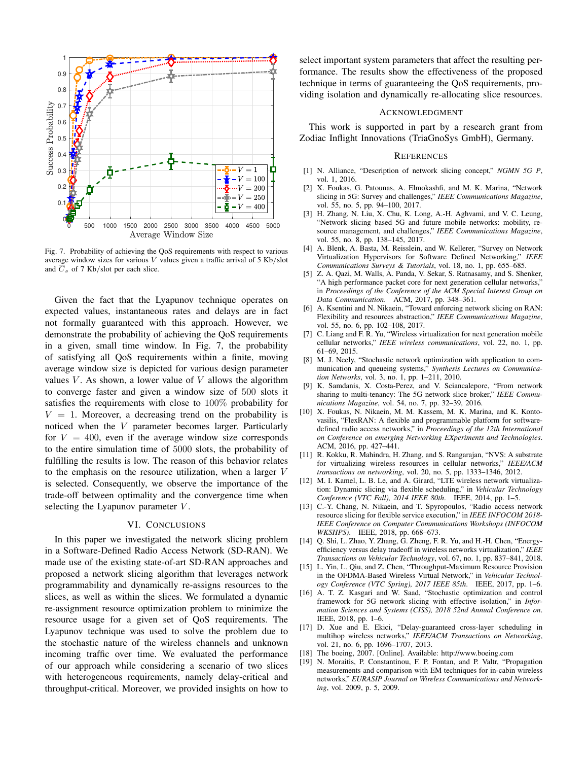Success Probability

Average Window Size

1
0.9
0.8
0.7
0.6
0.5
0.4
0.3
0.2
0.1
0

0 500 1000 1500 2000 2500 3000 3500 4000 4500 5000

$V = 1$
$V = 100$
$V = 200$
$V = 250$
$V = 400$

Fig. 7. Probability of achieving the QoS requirements with respect to various average window sizes for various $V$ values given a traffic arrival of 5 Kb/slot and $\overline{C}_s$ of 7 Kb/slot per each slice.

Given the fact that the Lyapunov technique operates on expected values, instantaneous rates and delays are in fact not formally guaranteed with this approach. However, we demonstrate the probability of achieving the QoS requirements in a given, small time window. In Fig. 7, the probability of satisfying all QoS requirements within a finite, moving average window size is depicted for various design parameter values $V$. As shown, a lower value of $V$ allows the algorithm to converge faster and given a window size of 500 slots it satisfies the requirements with close to 100% probability for $V = 1$. Moreover, a decreasing trend on the probability is noticed when the $V$ parameter becomes larger. Particularly for $V = 400$, even if the average window size corresponds to the entire simulation time of 5000 slots, the probability of fulfilling the results is low. The reason of this behavior relates to the emphasis on the resource utilization, when a larger $V$ is selected. Consequently, we observe the importance of the trade-off between optimality and the convergence time when selecting the Lyapunov parameter $V$.

## VI. Conclusions

In this paper we investigated the network slicing problem in a Software-Defined Radio Access Network (SD-RAN). We made use of the existing state-of-art SD-RAN approaches and proposed a network slicing algorithm that leverages network programmability and dynamically re-assigns resources to the slices, as well as within the slices. We formulated a dynamic re-assignment resource optimization problem to minimize the resource usage for a given set of QoS requirements. The Lyapunov technique was used to solve the problem due to the stochastic nature of the wireless channels and unknown incoming traffic over time. We evaluated the performance of our approach while considering a scenario of two slices with heterogeneous requirements, namely delay-critical and throughput-critical. Moreover, we provided insights on how to select important system parameters that affect the resulting performance. The results show the effectiveness of the proposed technique in terms of guaranteeing the QoS requirements, providing isolation and dynamically re-allocating slice resources.

## Acknowledgment

This work is supported in part by a research grant from Zodiac Inflight Innovations (TriaGnoSys GmbH), Germany.

## References

[1] N. Alliance, "Description of network slicing concept," *NGMN 5G P*, vol. 1, 2016.

[2] X. Foukas, G. Patounas, A. Elmokashfi, and M. K. Marina, "Network slicing in 5G: Survey and challenges," *IEEE Communications Magazine*, vol. 55, no. 5, pp. 94–100, 2017.

[3] H. Zhang, N. Liu, X. Chu, K. Long, A.-H. Aghvami, and V. C. Leung, "Network slicing based 5G and future mobile networks: mobility, resource management, and challenges," *IEEE Communications Magazine*, vol. 55, no. 8, pp. 138–145, 2017.

[4] A. Blenk, A. Basta, M. Reisslein, and W. Kellerer, "Survey on Network Virtualization Hypervisors for Software Defined Networking," *IEEE Communications Surveys & Tutorials*, vol. 18, no. 1, pp. 655–685.

[5] Z. A. Qazi, M. Walls, A. Panda, V. Sekar, S. Ratnasamy, and S. Shenker, "A high performance packet core for next generation cellular networks," in *Proceedings of the Conference of the ACM Special Interest Group on Data Communication*. ACM, 2017, pp. 348–361.

[6] A. Ksentini and N. Nikaein, "Toward enforcing network slicing on RAN: Flexibility and resources abstraction," *IEEE Communications Magazine*, vol. 55, no. 6, pp. 102–108, 2017.

[7] C. Liang and F. R. Yu, "Wireless virtualization for next generation mobile cellular networks," *IEEE wireless communications*, vol. 22, no. 1, pp. 61–69, 2015.

[8] M. J. Neely, "Stochastic network optimization with application to communication and queueing systems," *Synthesis Lectures on Communication Networks*, vol. 3, no. 1, pp. 1–211, 2010.

[9] K. Samdanis, X. Costa-Perez, and V. Sciancalepore, "From network sharing to multi-tenancy: The 5G network slice broker," *IEEE Communications Magazine*, vol. 54, no. 7, pp. 32–39, 2016.

[10] X. Foukas, N. Nikaein, M. M. Kassem, M. K. Marina, and K. Kontovasilis, "FlexRAN: A flexible and programmable platform for software-defined radio access networks," in *Proceedings of the 12th International on Conference on emerging Networking EXperiments and Technologies*. ACM, 2016, pp. 427–441.

[11] R. Kokku, R. Mahindra, H. Zhang, and S. Rangarajan, "NVS: A substrate for virtualizing wireless resources in cellular networks," *IEEE/ACM transactions on networking*, vol. 20, no. 5, pp. 1333–1346, 2012.

[12] M. I. Kamel, L. B. Le, and A. Girard, "LTE wireless network virtualization: Dynamic slicing via flexible scheduling," in *Vehicular Technology Conference (VTC Fall), 2014 IEEE 80th*. IEEE, 2014, pp. 1–5.

[13] C.-Y. Chang, N. Nikaein, and T. Spyropoulos, "Radio access network resource slicing for flexible service execution," in *IEEE INFOCOM 2018-IEEE Conference on Computer Communications Workshops (INFOCOM WKSHPS)*. IEEE, 2018, pp. 668–673.

[14] Q. Shi, L. Zhao, Y. Zhang, G. Zheng, F. R. Yu, and H.-H. Chen, "Energy-efficiency versus delay tradeoff in wireless networks virtualization," *IEEE Transactions on Vehicular Technology*, vol. 67, no. 1, pp. 837–841, 2018.

[15] L. Yin, L. Qiu, and Z. Chen, "Throughput-Maximum Resource Provision in the OFDMA-Based Wireless Virtual Network," in *Vehicular Technology Conference (VTC Spring), 2017 IEEE 85th*. IEEE, 2017, pp. 1–6.

[16] A. T. Z. Kasgari and W. Saad, "Stochastic optimization and control framework for 5G network slicing with effective isolation," in *Information Sciences and Systems (CISS), 2018 52nd Annual Conference on*. IEEE, 2018, pp. 1–6.

[17] D. Xue and E. Ekici, "Delay-guaranteed cross-layer scheduling in multihop wireless networks," *IEEE/ACM Transactions on Networking*, vol. 21, no. 6, pp. 1696–1707, 2013.

[18] The boeing, 2007. [Online]. Available: http://www.boeing.com

[19] N. Moraitis, P. Constantinou, F. P. Fontan, and P. Valtr, "Propagation measurements and comparison with EM techniques for in-cabin wireless networks," *EURASIP Journal on Wireless Communications and Networking*, vol. 2009, p. 5, 2009.